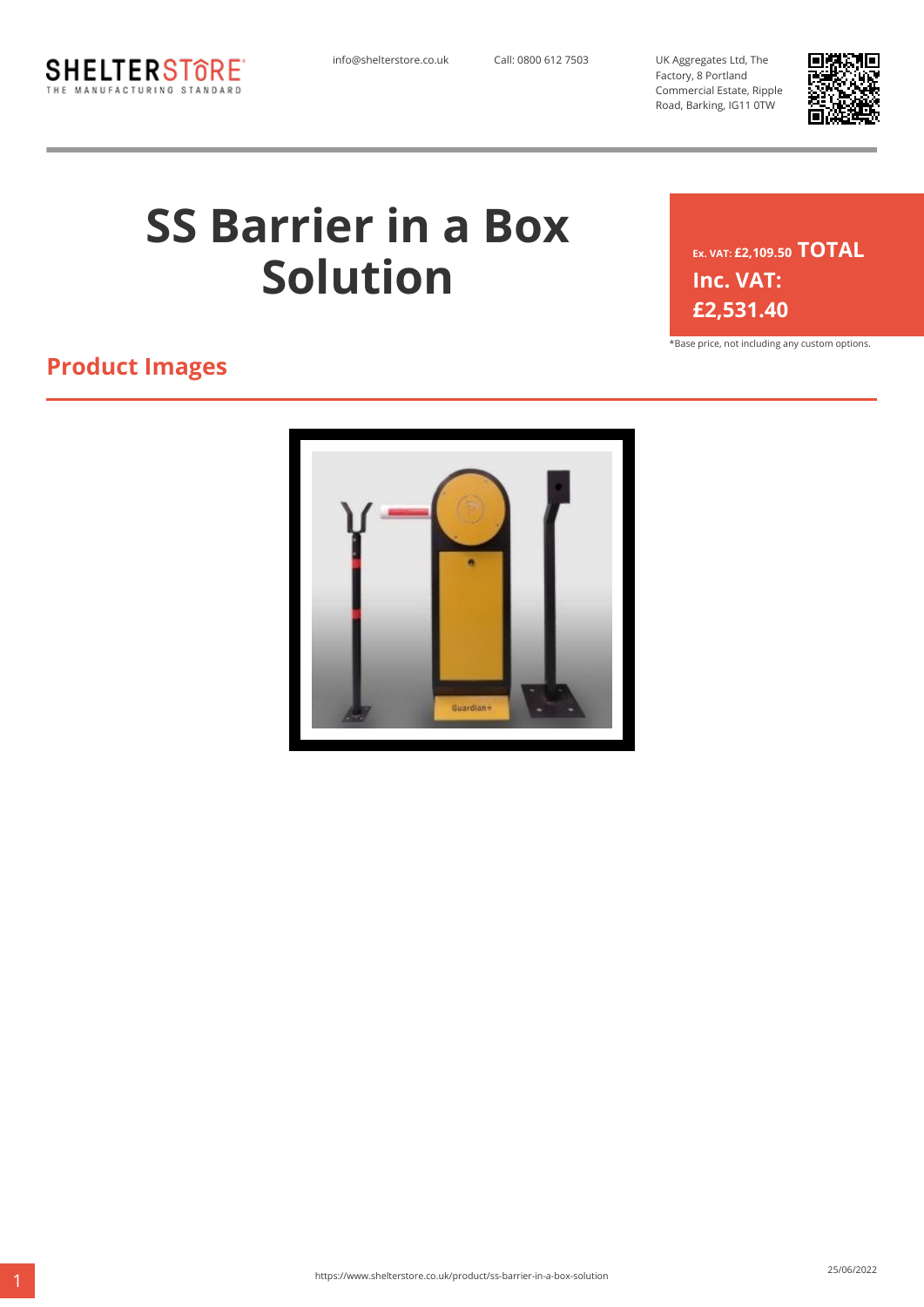SHELTERSTORE
THE MANUFACTURING STANDARD

info@shelterstore.co.uk

Call: 0800 612 7503

UK Aggregates Ltd, The Factory, 8 Portland Commercial Estate, Ripple Road, Barking, IG11 0TW

# SS Barrier in a Box Solution

Ex. VAT: £2,109.50 **TOTAL Inc. VAT: £2,531.40**

*Base price, not including any custom options.

## Product Images

https://www.shelterstore.co.uk/product/ss-barrier-in-a-box-solution

25/06/2022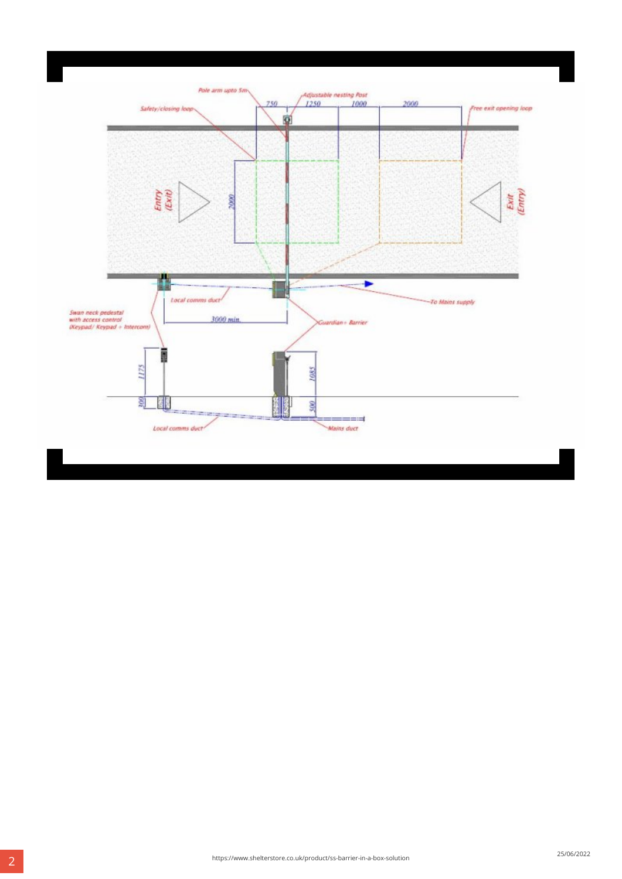Pole arm upto 5m

Adjustable nesting Post

Safety/closing loop

Free exit opening loop

750 1250 1000 2000

2000

Entry (Exit)

Exit (Entry)

Local comms duct

To Mains supply

3000 min.

Swan neck pedestal with access control (Keypad/ Keypad + Intercom)

Guardian+ Barrier

1175

300

1085

500

Local comms duct

Mains duct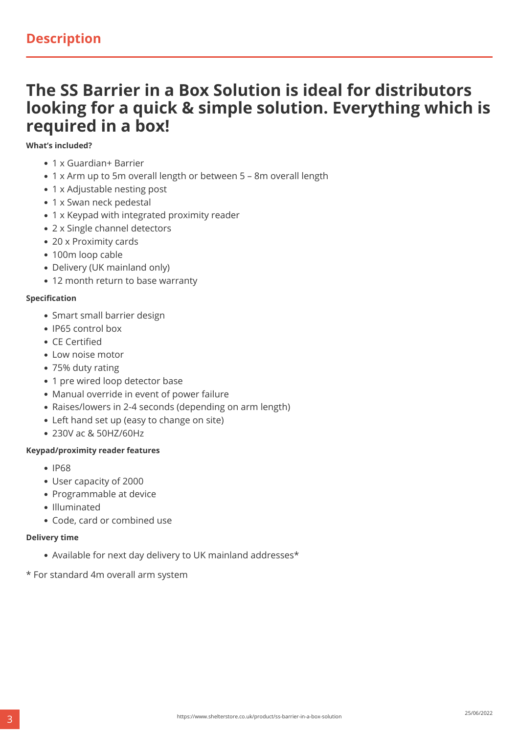## Description

# The SS Barrier in a Box Solution is ideal for distributors looking for a quick & simple solution. Everything which is required in a box!

**What's included?**

- 1 x Guardian+ Barrier
- 1 x Arm up to 5m overall length or between 5 – 8m overall length
- 1 x Adjustable nesting post
- 1 x Swan neck pedestal
- 1 x Keypad with integrated proximity reader
- 2 x Single channel detectors
- 20 x Proximity cards
- 100m loop cable
- Delivery (UK mainland only)
- 12 month return to base warranty

**Specification**

- Smart small barrier design
- IP65 control box
- CE Certified
- Low noise motor
- 75% duty rating
- 1 pre wired loop detector base
- Manual override in event of power failure
- Raises/lowers in 2-4 seconds (depending on arm length)
- Left hand set up (easy to change on site)
- 230V ac & 50HZ/60Hz

**Keypad/proximity reader features**

- IP68
- User capacity of 2000
- Programmable at device
- Illuminated
- Code, card or combined use

**Delivery time**

- Available for next day delivery to UK mainland addresses*

* For standard 4m overall arm system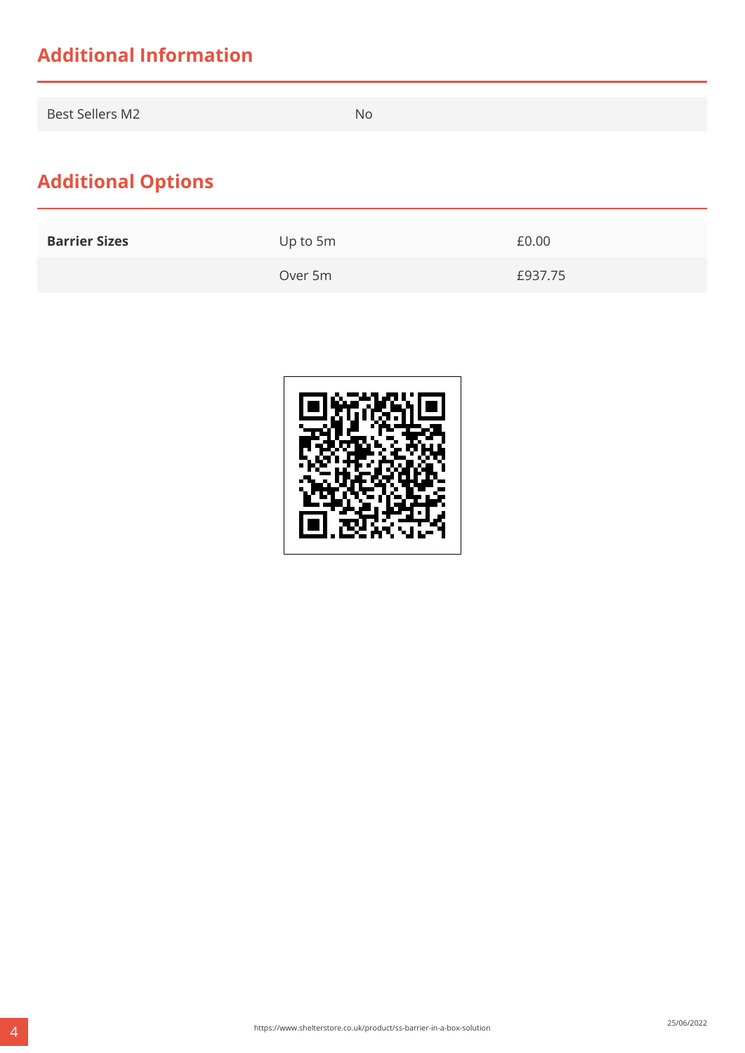## Additional Information

| | |
|---|---|
| Best Sellers M2 | No |

## Additional Options

| | | |
|---|---|---|
| **Barrier Sizes** | Up to 5m | £0.00 |
| | Over 5m | £937.75 |